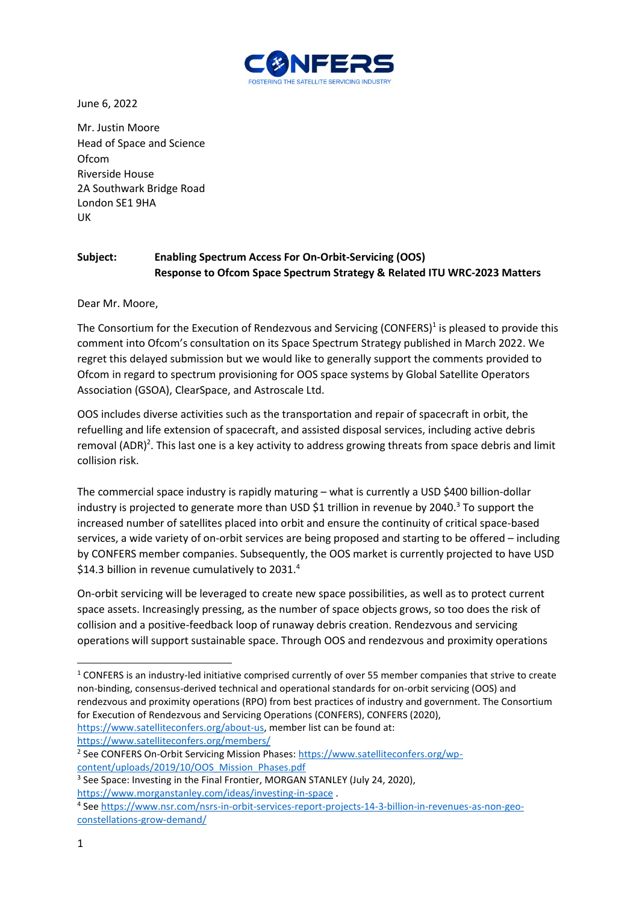CONFERS
FOSTERING THE SATELLITE SERVICING INDUSTRY

June 6, 2022

Mr. Justin Moore
Head of Space and Science
Ofcom
Riverside House
2A Southwark Bridge Road
London SE1 9HA
UK

**Subject:** **Enabling Spectrum Access For On-Orbit-Servicing (OOS)**
**Response to Ofcom Space Spectrum Strategy & Related ITU WRC-2023 Matters**

Dear Mr. Moore,

The Consortium for the Execution of Rendezvous and Servicing (CONFERS)[1] is pleased to provide this comment into Ofcom's consultation on its Space Spectrum Strategy published in March 2022. We regret this delayed submission but we would like to generally support the comments provided to Ofcom in regard to spectrum provisioning for OOS space systems by Global Satellite Operators Association (GSOA), ClearSpace, and Astroscale Ltd.

OOS includes diverse activities such as the transportation and repair of spacecraft in orbit, the refuelling and life extension of spacecraft, and assisted disposal services, including active debris removal (ADR)[2]. This last one is a key activity to address growing threats from space debris and limit collision risk.

The commercial space industry is rapidly maturing – what is currently a USD $400 billion-dollar industry is projected to generate more than USD $1 trillion in revenue by 2040.[3] To support the increased number of satellites placed into orbit and ensure the continuity of critical space-based services, a wide variety of on-orbit services are being proposed and starting to be offered – including by CONFERS member companies. Subsequently, the OOS market is currently projected to have USD $14.3 billion in revenue cumulatively to 2031.[4]

On-orbit servicing will be leveraged to create new space possibilities, as well as to protect current space assets. Increasingly pressing, as the number of space objects grows, so too does the risk of collision and a positive-feedback loop of runaway debris creation. Rendezvous and servicing operations will support sustainable space. Through OOS and rendezvous and proximity operations

---

[1] CONFERS is an industry-led initiative comprised currently of over 55 member companies that strive to create non-binding, consensus-derived technical and operational standards for on-orbit servicing (OOS) and rendezvous and proximity operations (RPO) from best practices of industry and government. The Consortium for Execution of Rendezvous and Servicing Operations (CONFERS), CONFERS (2020), https://www.satelliteconfers.org/about-us, member list can be found at: https://www.satelliteconfers.org/members/

[2] See CONFERS On-Orbit Servicing Mission Phases: https://www.satelliteconfers.org/wp-content/uploads/2019/10/OOS_Mission_Phases.pdf

[3] See Space: Investing in the Final Frontier, MORGAN STANLEY (July 24, 2020), https://www.morganstanley.com/ideas/investing-in-space .

[4] See https://www.nsr.com/nsrs-in-orbit-services-report-projects-14-3-billion-in-revenues-as-non-geo-constellations-grow-demand/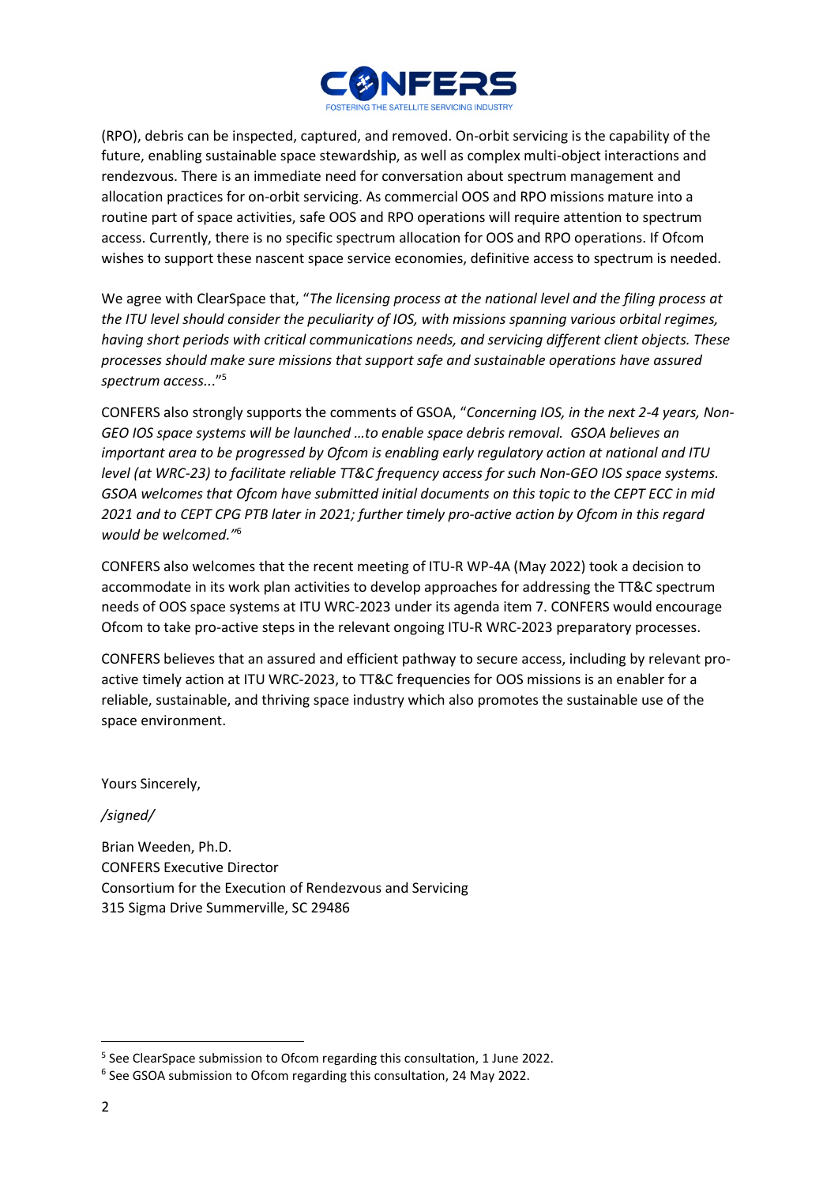(RPO), debris can be inspected, captured, and removed. On-orbit servicing is the capability of the future, enabling sustainable space stewardship, as well as complex multi-object interactions and rendezvous. There is an immediate need for conversation about spectrum management and allocation practices for on-orbit servicing. As commercial OOS and RPO missions mature into a routine part of space activities, safe OOS and RPO operations will require attention to spectrum access. Currently, there is no specific spectrum allocation for OOS and RPO operations. If Ofcom wishes to support these nascent space service economies, definitive access to spectrum is needed.

We agree with ClearSpace that, "*The licensing process at the national level and the filing process at the ITU level should consider the peculiarity of IOS, with missions spanning various orbital regimes, having short periods with critical communications needs, and servicing different client objects. These processes should make sure missions that support safe and sustainable operations have assured spectrum access...*"[5]

CONFERS also strongly supports the comments of GSOA, "*Concerning IOS, in the next 2-4 years, Non-GEO IOS space systems will be launched …to enable space debris removal. GSOA believes an important area to be progressed by Ofcom is enabling early regulatory action at national and ITU level (at WRC-23) to facilitate reliable TT&C frequency access for such Non-GEO IOS space systems. GSOA welcomes that Ofcom have submitted initial documents on this topic to the CEPT ECC in mid 2021 and to CEPT CPG PTB later in 2021; further timely pro-active action by Ofcom in this regard would be welcomed.*"[6]

CONFERS also welcomes that the recent meeting of ITU-R WP-4A (May 2022) took a decision to accommodate in its work plan activities to develop approaches for addressing the TT&C spectrum needs of OOS space systems at ITU WRC-2023 under its agenda item 7. CONFERS would encourage Ofcom to take pro-active steps in the relevant ongoing ITU-R WRC-2023 preparatory processes.

CONFERS believes that an assured and efficient pathway to secure access, including by relevant pro-active timely action at ITU WRC-2023, to TT&C frequencies for OOS missions is an enabler for a reliable, sustainable, and thriving space industry which also promotes the sustainable use of the space environment.

Yours Sincerely,

*/signed/*

Brian Weeden, Ph.D.
CONFERS Executive Director
Consortium for the Execution of Rendezvous and Servicing
315 Sigma Drive Summerville, SC 29486

---

[5] See ClearSpace submission to Ofcom regarding this consultation, 1 June 2022.

[6] See GSOA submission to Ofcom regarding this consultation, 24 May 2022.